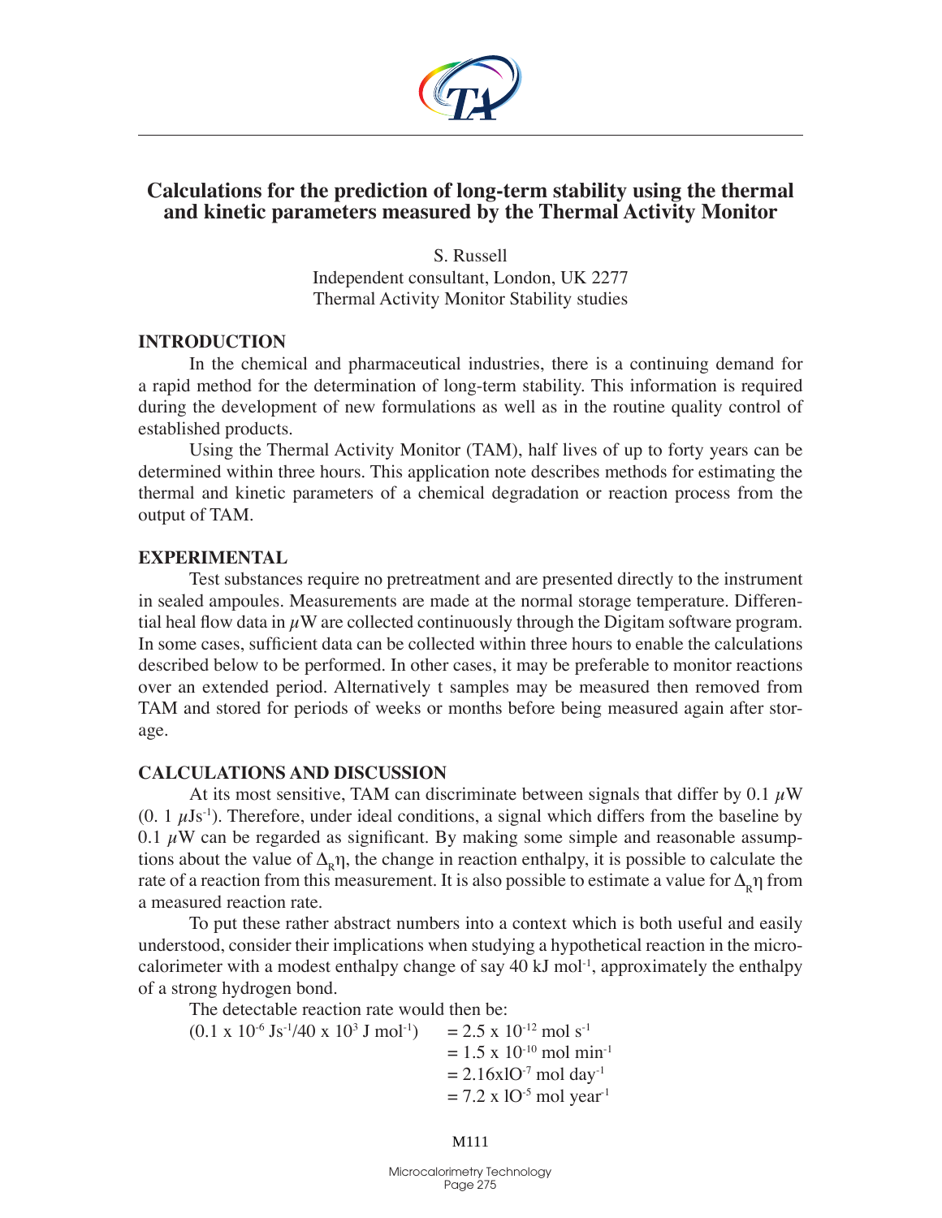# Calculations for the prediction of long-term stability using the thermal and kinetic parameters measured by the Thermal Activity Monitor

S. Russell
Independent consultant, London, UK 2277
Thermal Activity Monitor Stability studies

## INTRODUCTION

In the chemical and pharmaceutical industries, there is a continuing demand for a rapid method for the determination of long-term stability. This information is required during the development of new formulations as well as in the routine quality control of established products.

Using the Thermal Activity Monitor (TAM), half lives of up to forty years can be determined within three hours. This application note describes methods for estimating the thermal and kinetic parameters of a chemical degradation or reaction process from the output of TAM.

## EXPERIMENTAL

Test substances require no pretreatment and are presented directly to the instrument in sealed ampoules. Measurements are made at the normal storage temperature. Differential heal flow data in $\mu$W are collected continuously through the Digitam software program. In some cases, sufficient data can be collected within three hours to enable the calculations described below to be performed. In other cases, it may be preferable to monitor reactions over an extended period. Alternatively t samples may be measured then removed from TAM and stored for periods of weeks or months before being measured again after storage.

## CALCULATIONS AND DISCUSSION

At its most sensitive, TAM can discriminate between signals that differ by 0.1 $\mu$W (0. 1 $\mu Js^{-1}$). Therefore, under ideal conditions, a signal which differs from the baseline by 0.1 $\mu$W can be regarded as significant. By making some simple and reasonable assumptions about the value of $\Delta_R\eta$, the change in reaction enthalpy, it is possible to calculate the rate of a reaction from this measurement. It is also possible to estimate a value for $\Delta_R\eta$ from a measured reaction rate.

To put these rather abstract numbers into a context which is both useful and easily understood, consider their implications when studying a hypothetical reaction in the microcalorimeter with a modest enthalpy change of say 40 kJ $mol^{-1}$, approximately the enthalpy of a strong hydrogen bond.

The detectable reaction rate would then be:

$$(0.1 \times 10^{-6}\ Js^{-1}/40 \times 10^{3}\ J\ mol^{-1}) = 2.5 \times 10^{-12}\ mol\ s^{-1}$$
$$= 1.5 \times 10^{-10}\ mol\ min^{-1}$$
$$= 2.16x1O^{-7}\ mol\ day^{-1}$$
$$= 7.2 \times 1O^{-5}\ mol\ year^{-1}$$

M111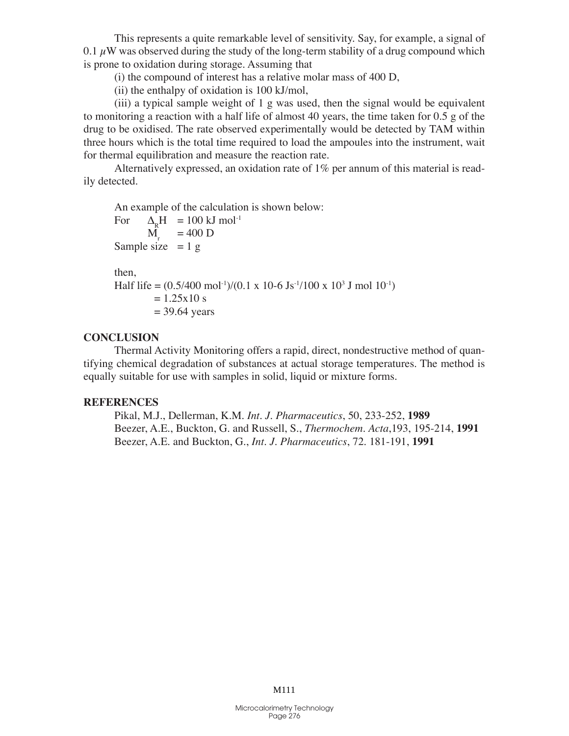This represents a quite remarkable level of sensitivity. Say, for example, a signal of 0.1 $\mu$W was observed during the study of the long-term stability of a drug compound which is prone to oxidation during storage. Assuming that

(i) the compound of interest has a relative molar mass of 400 D,

(ii) the enthalpy of oxidation is 100 kJ/mol,

(iii) a typical sample weight of 1 g was used, then the signal would be equivalent to monitoring a reaction with a half life of almost 40 years, the time taken for 0.5 g of the drug to be oxidised. The rate observed experimentally would be detected by TAM within three hours which is the total time required to load the ampoules into the instrument, wait for thermal equilibration and measure the reaction rate.

Alternatively expressed, an oxidation rate of 1% per annum of this material is readily detected.

An example of the calculation is shown below:

For $\Delta_R H$ = 100 kJ mol$^{-1}$

$M_r$ = 400 D

Sample size = 1 g

then,

Half life = (0.5/400 mol$^{-1}$)/(0.1 x 10-6 Js$^{-1}$/100 x 10$^3$ J mol 10$^{-1}$)

= 1.25x10 s

= 39.64 years

## CONCLUSION

Thermal Activity Monitoring offers a rapid, direct, nondestructive method of quantifying chemical degradation of substances at actual storage temperatures. The method is equally suitable for use with samples in solid, liquid or mixture forms.

## REFERENCES

Pikal, M.J., Dellerman, K.M. *Int. J. Pharmaceutics*, 50, 233-252, **1989**

Beezer, A.E., Buckton, G. and Russell, S., *Thermochem. Acta*,193, 195-214, **1991**

Beezer, A.E. and Buckton, G., *Int. J. Pharmaceutics*, 72. 181-191, **1991**